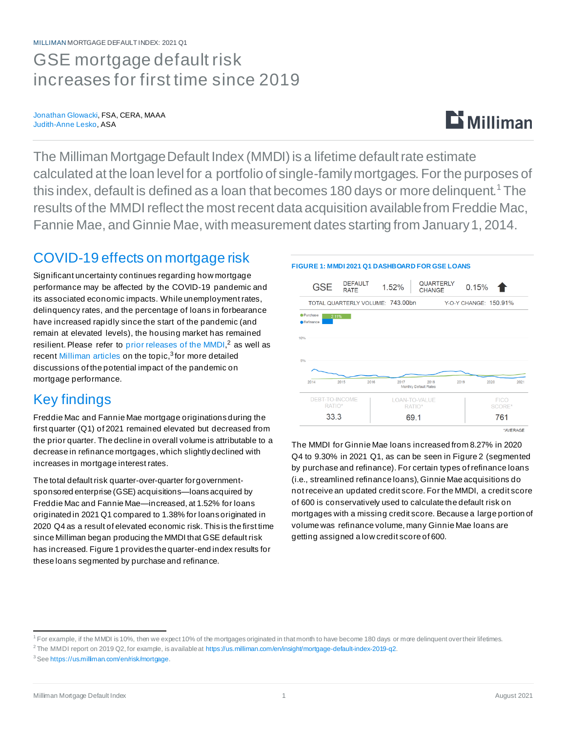MILLIMAN MORTGAGE DEFAULT INDEX: 2021 Q1

# GSE mortgage default risk increases for first time since 2019

Jonathan Glowacki, FSA, CERA, MAAA
Judith-Anne Lesko, ASA

The Milliman Mortgage Default Index (MMDI) is a lifetime default rate estimate calculated at the loan level for a portfolio of single-family mortgages. For the purposes of this index, default is defined as a loan that becomes 180 days or more delinquent.[1] The results of the MMDI reflect the most recent data acquisition available from Freddie Mac, Fannie Mae, and Ginnie Mae, with measurement dates starting from January 1, 2014.

## COVID-19 effects on mortgage risk

Significant uncertainty continues regarding how mortgage performance may be affected by the COVID-19 pandemic and its associated economic impacts. While unemployment rates, delinquency rates, and the percentage of loans in forbearance have increased rapidly since the start of the pandemic (and remain at elevated levels), the housing market has remained resilient. Please refer to prior releases of the MMDI,[2] as well as recent Milliman articles on the topic,[3] for more detailed discussions of the potential impact of the pandemic on mortgage performance.

## Key findings

Freddie Mac and Fannie Mae mortgage originations during the first quarter (Q1) of 2021 remained elevated but decreased from the prior quarter. The decline in overall volume is attributable to a decrease in refinance mortgages, which slightly declined with increases in mortgage interest rates.

The total default risk quarter-over-quarter for government-sponsored enterprise (GSE) acquisitions—loans acquired by Freddie Mac and Fannie Mae—increased, at 1.52% for loans originated in 2021 Q1 compared to 1.38% for loans originated in 2020 Q4 as a result of elevated economic risk. This is the first time since Milliman began producing the MMDI that GSE default risk has increased. Figure 1 provides the quarter-end index results for these loans segmented by purchase and refinance.

**FIGURE 1: MMDI 2021 Q1 DASHBOARD FOR GSE LOANS**

GSE DEFAULT RATE 1.52% QUARTERLY CHANGE 0.15%

TOTAL QUARTERLY VOLUME: 743.00bn Y-O-Y CHANGE: 150.91%

Purchase 2.11%
Refinance

10%
5%
2014 2015 2016 2017 2018 2019 2020 2021
Monthly Default Rates

DEBT-TO-INCOME RATIO* 33.3
LOAN-TO-VALUE RATIO* 69.1
FICO SCORE* 761

*AVERAGE

The MMDI for Ginnie Mae loans increased from 8.27% in 2020 Q4 to 9.30% in 2021 Q1, as can be seen in Figure 2 (segmented by purchase and refinance). For certain types of refinance loans (i.e., streamlined refinance loans), Ginnie Mae acquisitions do not receive an updated credit score. For the MMDI, a credit score of 600 is conservatively used to calculate the default risk on mortgages with a missing credit score. Because a large portion of volume was refinance volume, many Ginnie Mae loans are getting assigned a low credit score of 600.

[1] For example, if the MMDI is 10%, then we expect 10% of the mortgages originated in that month to have become 180 days or more delinquent over their lifetimes.

[2] The MMDI report on 2019 Q2, for example, is available at https://us.milliman.com/en/insight/mortgage-default-index-2019-q2.

[3] See https://us.milliman.com/en/risk/mortgage.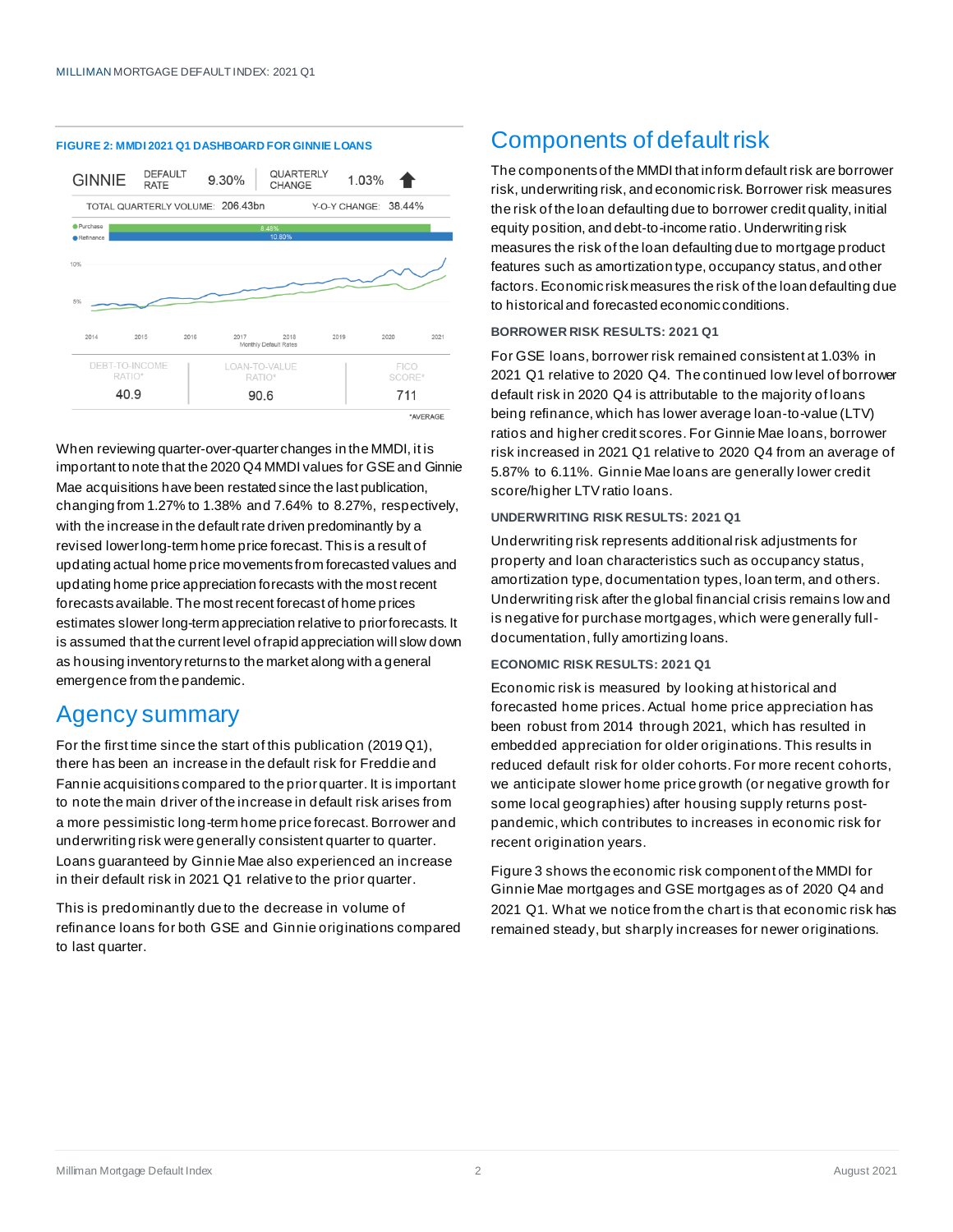**FIGURE 2: MMDI 2021 Q1 DASHBOARD FOR GINNIE LOANS**

GINNIE DEFAULT RATE 9.30% QUARTERLY CHANGE 1.03%

TOTAL QUARTERLY VOLUME: 206.43bn Y-O-Y CHANGE: 38.44%

Purchase 8.48%

Refinance 10.80%

10%

5%

2014 2015 2016 2017 2018 2019 2020 2021

Monthly Default Rates

DEBT-TO-INCOME RATIO* 40.9

LOAN-TO-VALUE RATIO* 90.6

FICO SCORE* 711

*AVERAGE

When reviewing quarter-over-quarter changes in the MMDI, it is important to note that the 2020 Q4 MMDI values for GSE and Ginnie Mae acquisitions have been restated since the last publication, changing from 1.27% to 1.38% and 7.64% to 8.27%, respectively, with the increase in the default rate driven predominantly by a revised lower long-term home price forecast. This is a result of updating actual home price movements from forecasted values and updating home price appreciation forecasts with the most recent forecasts available. The most recent forecast of home prices estimates slower long-term appreciation relative to prior forecasts. It is assumed that the current level of rapid appreciation will slow down as housing inventory returns to the market along with a general emergence from the pandemic.

# Agency summary

For the first time since the start of this publication (2019 Q1), there has been an increase in the default risk for Freddie and Fannie acquisitions compared to the prior quarter. It is important to note the main driver of the increase in default risk arises from a more pessimistic long-term home price forecast. Borrower and underwriting risk were generally consistent quarter to quarter. Loans guaranteed by Ginnie Mae also experienced an increase in their default risk in 2021 Q1 relative to the prior quarter.

This is predominantly due to the decrease in volume of refinance loans for both GSE and Ginnie originations compared to last quarter.

# Components of default risk

The components of the MMDI that inform default risk are borrower risk, underwriting risk, and economic risk. Borrower risk measures the risk of the loan defaulting due to borrower credit quality, initial equity position, and debt-to-income ratio. Underwriting risk measures the risk of the loan defaulting due to mortgage product features such as amortization type, occupancy status, and other factors. Economic risk measures the risk of the loan defaulting due to historical and forecasted economic conditions.

### BORROWER RISK RESULTS: 2021 Q1

For GSE loans, borrower risk remained consistent at 1.03% in 2021 Q1 relative to 2020 Q4. The continued low level of borrower default risk in 2020 Q4 is attributable to the majority of loans being refinance, which has lower average loan-to-value (LTV) ratios and higher credit scores. For Ginnie Mae loans, borrower risk increased in 2021 Q1 relative to 2020 Q4 from an average of 5.87% to 6.11%. Ginnie Mae loans are generally lower credit score/higher LTV ratio loans.

### UNDERWRITING RISK RESULTS: 2021 Q1

Underwriting risk represents additional risk adjustments for property and loan characteristics such as occupancy status, amortization type, documentation types, loan term, and others. Underwriting risk after the global financial crisis remains low and is negative for purchase mortgages, which were generally full-documentation, fully amortizing loans.

### ECONOMIC RISK RESULTS: 2021 Q1

Economic risk is measured by looking at historical and forecasted home prices. Actual home price appreciation has been robust from 2014 through 2021, which has resulted in embedded appreciation for older originations. This results in reduced default risk for older cohorts. For more recent cohorts, we anticipate slower home price growth (or negative growth for some local geographies) after housing supply returns post-pandemic, which contributes to increases in economic risk for recent origination years.

Figure 3 shows the economic risk component of the MMDI for Ginnie Mae mortgages and GSE mortgages as of 2020 Q4 and 2021 Q1. What we notice from the chart is that economic risk has remained steady, but sharply increases for newer originations.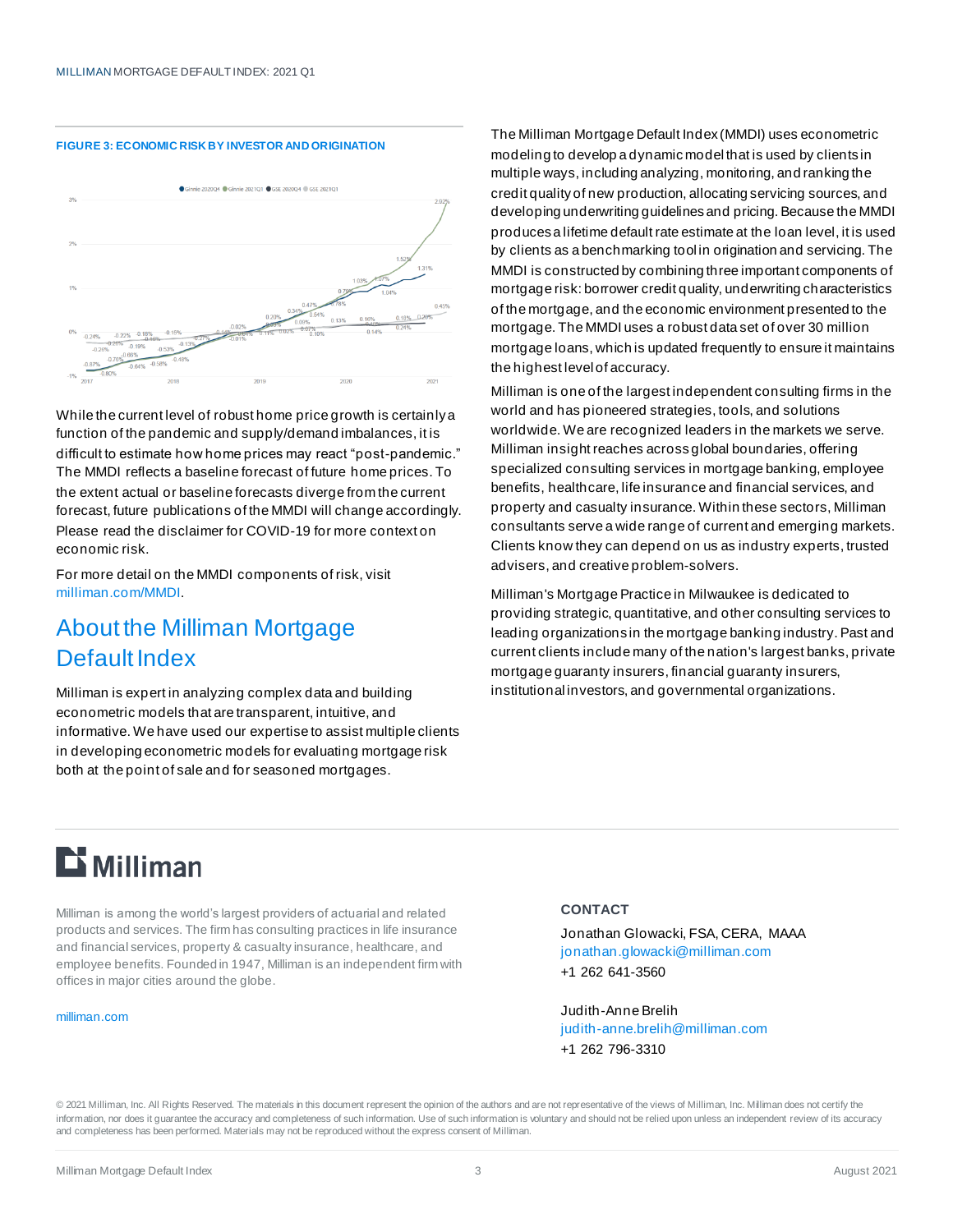**FIGURE 3: ECONOMIC RISK BY INVESTOR AND ORIGINATION**

Ginnie 2020Q4 Ginnie 2021Q1 GSE 2020Q4 GSE 2021Q1

3% 2% 1% 0% -1%

2017 2018 2019 2020 2021

2.02% 1.52% 1.31% 1.03% 1.07% 1.04% 0.79% 0.78% 0.47% 0.54% 0.34% 0.20% 0.45% 0.13% 0.16% 0.19% 0.20% 0.14% 0.24%

While the current level of robust home price growth is certainly a function of the pandemic and supply/demand imbalances, it is difficult to estimate how home prices may react "post-pandemic." The MMDI reflects a baseline forecast of future home prices. To the extent actual or baseline forecasts diverge from the current forecast, future publications of the MMDI will change accordingly. Please read the disclaimer for COVID-19 for more context on economic risk.

For more detail on the MMDI components of risk, visit milliman.com/MMDI.

## About the Milliman Mortgage Default Index

Milliman is expert in analyzing complex data and building econometric models that are transparent, intuitive, and informative. We have used our expertise to assist multiple clients in developing econometric models for evaluating mortgage risk both at the point of sale and for seasoned mortgages.

The Milliman Mortgage Default Index (MMDI) uses econometric modeling to develop a dynamic model that is used by clients in multiple ways, including analyzing, monitoring, and ranking the credit quality of new production, allocating servicing sources, and developing underwriting guidelines and pricing. Because the MMDI produces a lifetime default rate estimate at the loan level, it is used by clients as a benchmarking tool in origination and servicing. The MMDI is constructed by combining three important components of mortgage risk: borrower credit quality, underwriting characteristics of the mortgage, and the economic environment presented to the mortgage. The MMDI uses a robust data set of over 30 million mortgage loans, which is updated frequently to ensure it maintains the highest level of accuracy.

Milliman is one of the largest independent consulting firms in the world and has pioneered strategies, tools, and solutions worldwide. We are recognized leaders in the markets we serve. Milliman insight reaches across global boundaries, offering specialized consulting services in mortgage banking, employee benefits, healthcare, life insurance and financial services, and property and casualty insurance. Within these sectors, Milliman consultants serve a wide range of current and emerging markets. Clients know they can depend on us as industry experts, trusted advisers, and creative problem-solvers.

Milliman's Mortgage Practice in Milwaukee is dedicated to providing strategic, quantitative, and other consulting services to leading organizations in the mortgage banking industry. Past and current clients include many of the nation's largest banks, private mortgage guaranty insurers, financial guaranty insurers, institutional investors, and governmental organizations.

**Milliman**

Milliman is among the world's largest providers of actuarial and related products and services. The firm has consulting practices in life insurance and financial services, property & casualty insurance, healthcare, and employee benefits. Founded in 1947, Milliman is an independent firm with offices in major cities around the globe.

milliman.com

**CONTACT**

Jonathan Glowacki, FSA, CERA, MAAA
jonathan.glowacki@milliman.com
+1 262 641-3560

Judith-Anne Brelih
judith-anne.brelih@milliman.com
+1 262 796-3310

© 2021 Milliman, Inc. All Rights Reserved. The materials in this document represent the opinion of the authors and are not representative of the views of Milliman, Inc. Milliman does not certify the information, nor does it guarantee the accuracy and completeness of such information. Use of such information is voluntary and should not be relied upon unless an independent review of its accuracy and completeness has been performed. Materials may not be reproduced without the express consent of Milliman.